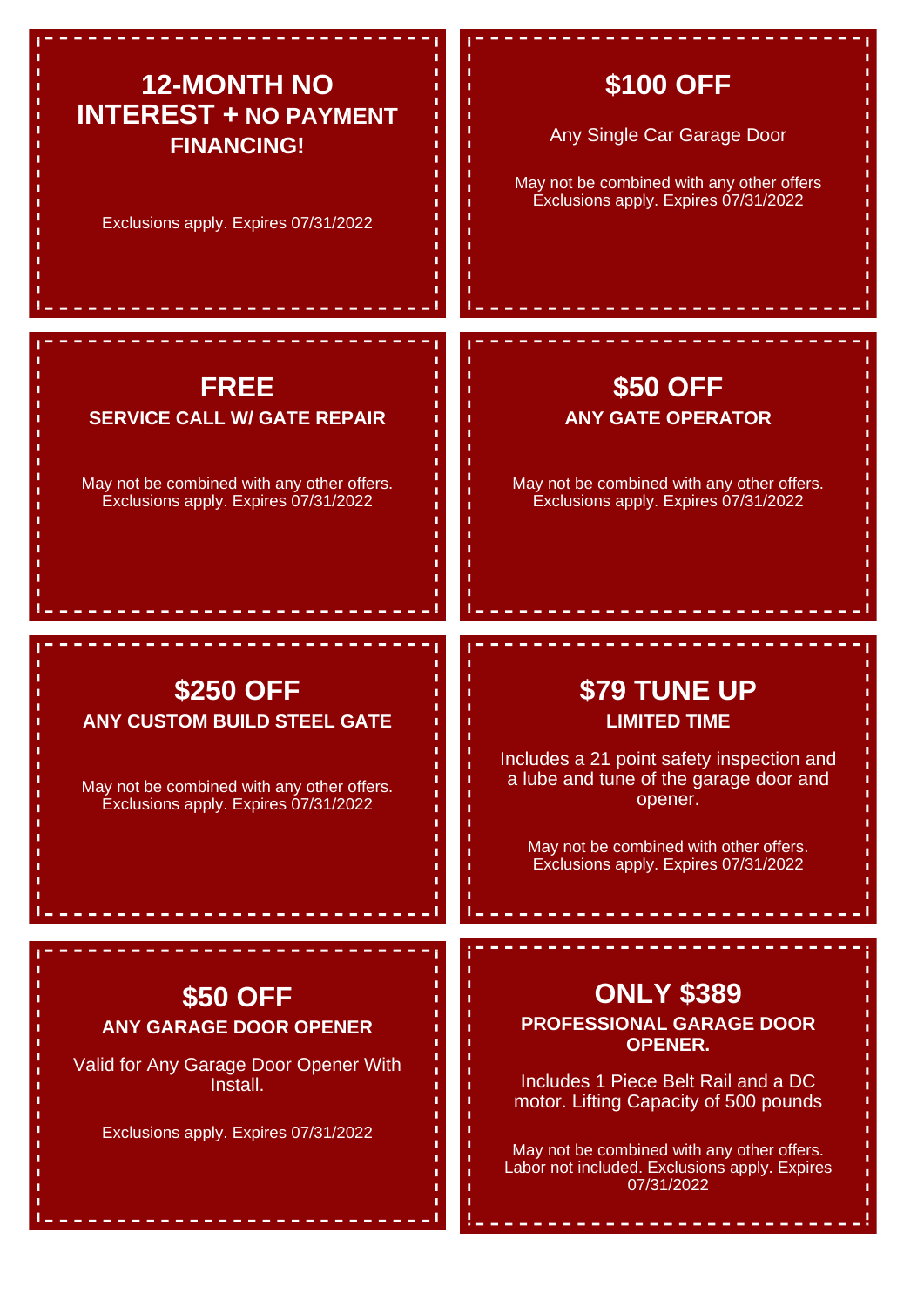## 12-MONTH NO INTEREST + NO PAYMENT FINANCING!

Exclusions apply. Expires 07/31/2022

## $100 OFF

Any Single Car Garage Door

May not be combined with any other offers
Exclusions apply. Expires 07/31/2022

## FREE

**SERVICE CALL W/ GATE REPAIR**

May not be combined with any other offers.
Exclusions apply. Expires 07/31/2022

## $50 OFF

**ANY GATE OPERATOR**

May not be combined with any other offers.
Exclusions apply. Expires 07/31/2022

## $250 OFF

**ANY CUSTOM BUILD STEEL GATE**

May not be combined with any other offers.
Exclusions apply. Expires 07/31/2022

## $79 TUNE UP

**LIMITED TIME**

Includes a 21 point safety inspection and a lube and tune of the garage door and opener.

May not be combined with other offers.
Exclusions apply. Expires 07/31/2022

## $50 OFF

**ANY GARAGE DOOR OPENER**

Valid for Any Garage Door Opener With Install.

Exclusions apply. Expires 07/31/2022

## ONLY $389

**PROFESSIONAL GARAGE DOOR OPENER.**

Includes 1 Piece Belt Rail and a DC motor. Lifting Capacity of 500 pounds

May not be combined with any other offers.
Labor not included. Exclusions apply. Expires 07/31/2022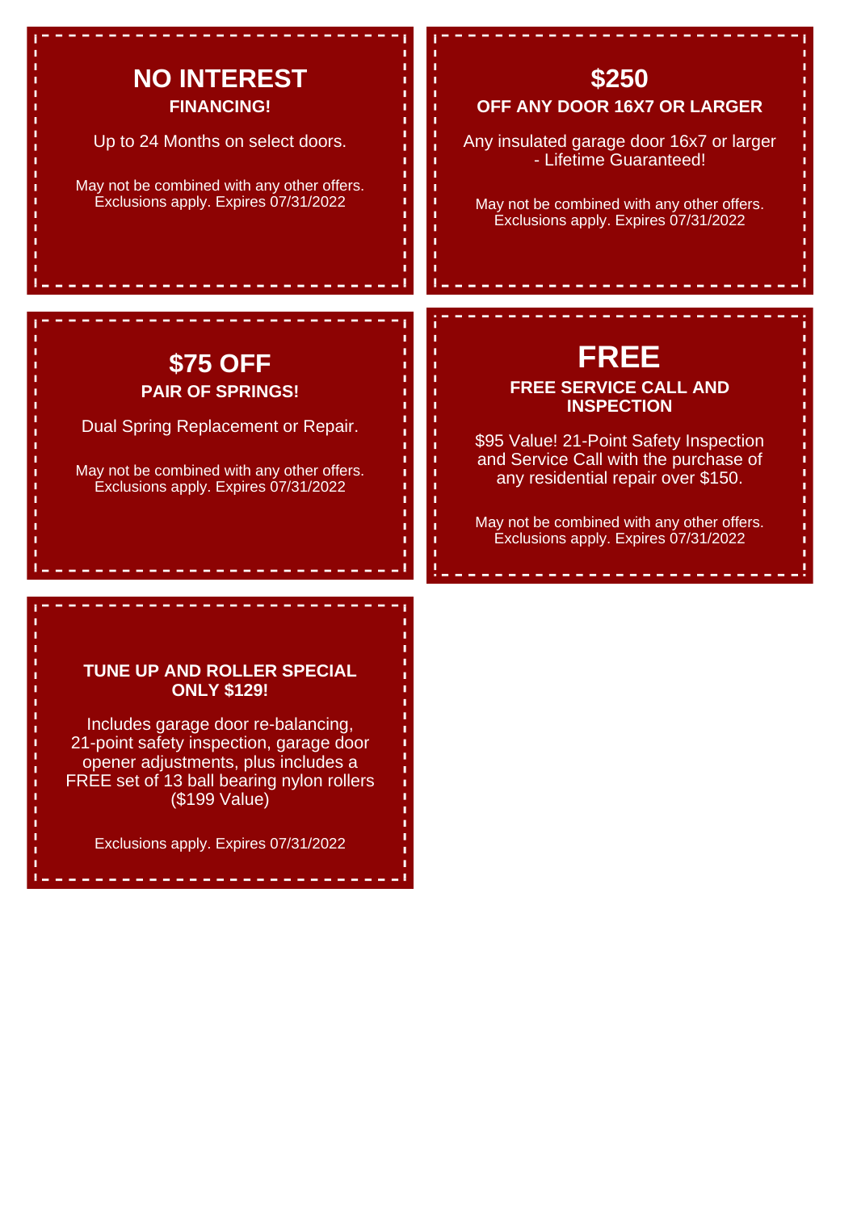## NO INTEREST

**FINANCING!**

Up to 24 Months on select doors.

May not be combined with any other offers. Exclusions apply. Expires 07/31/2022

## $250

**OFF ANY DOOR 16X7 OR LARGER**

Any insulated garage door 16x7 or larger - Lifetime Guaranteed!

May not be combined with any other offers. Exclusions apply. Expires 07/31/2022

## $75 OFF

**PAIR OF SPRINGS!**

Dual Spring Replacement or Repair.

May not be combined with any other offers. Exclusions apply. Expires 07/31/2022

## FREE

**FREE SERVICE CALL AND INSPECTION**

$95 Value! 21-Point Safety Inspection and Service Call with the purchase of any residential repair over $150.

May not be combined with any other offers. Exclusions apply. Expires 07/31/2022

**TUNE UP AND ROLLER SPECIAL ONLY $129!**

Includes garage door re-balancing, 21-point safety inspection, garage door opener adjustments, plus includes a FREE set of 13 ball bearing nylon rollers ($199 Value)

Exclusions apply. Expires 07/31/2022